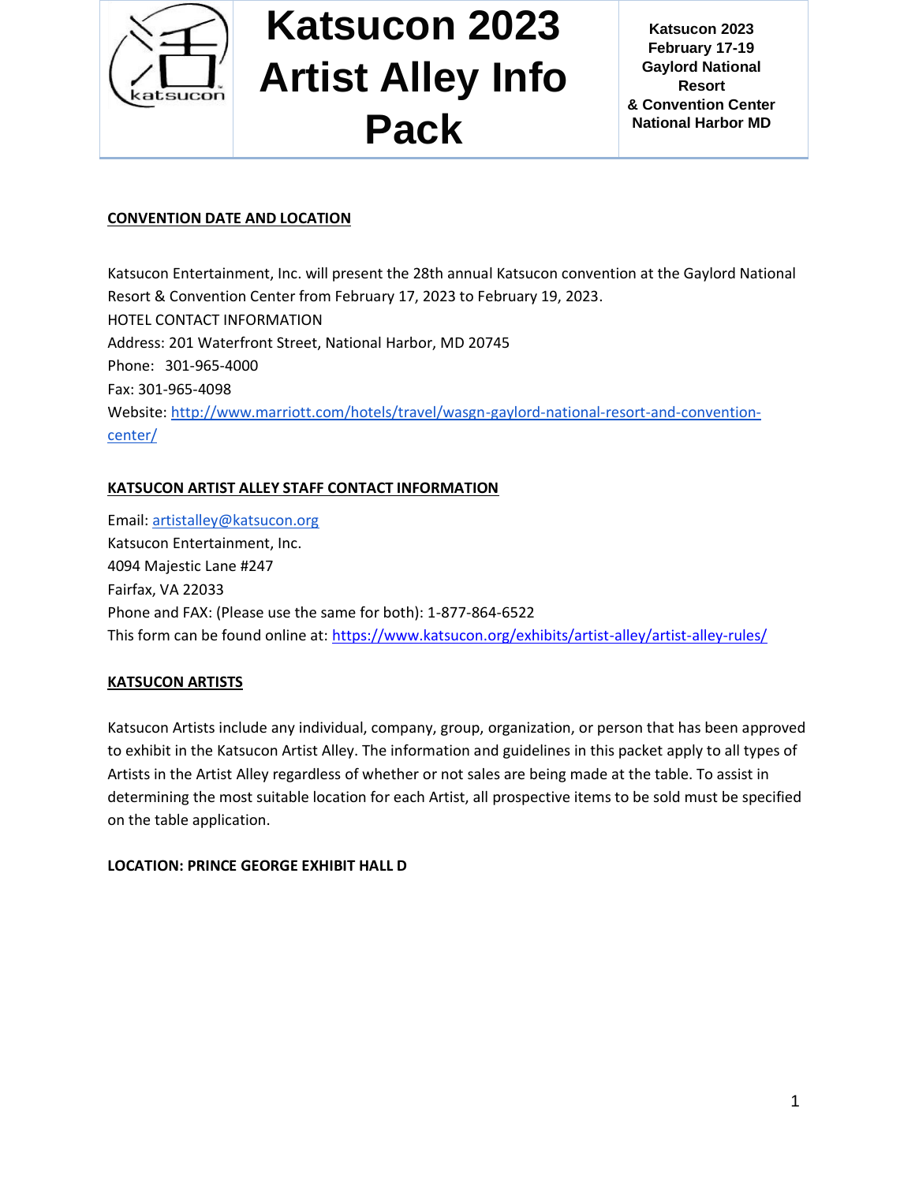# Katsucon 2023 Artist Alley Info Pack

**Katsucon 2023**
**February 17-19**
**Gaylord National Resort & Convention Center**
**National Harbor MD**

## CONVENTION DATE AND LOCATION

Katsucon Entertainment, Inc. will present the 28th annual Katsucon convention at the Gaylord National Resort & Convention Center from February 17, 2023 to February 19, 2023.

HOTEL CONTACT INFORMATION
Address: 201 Waterfront Street, National Harbor, MD 20745
Phone: 301-965-4000
Fax: 301-965-4098
Website: http://www.marriott.com/hotels/travel/wasgn-gaylord-national-resort-and-convention-center/

## KATSUCON ARTIST ALLEY STAFF CONTACT INFORMATION

Email: artistalley@katsucon.org
Katsucon Entertainment, Inc.
4094 Majestic Lane #247
Fairfax, VA 22033
Phone and FAX: (Please use the same for both): 1-877-864-6522
This form can be found online at: https://www.katsucon.org/exhibits/artist-alley/artist-alley-rules/

## KATSUCON ARTISTS

Katsucon Artists include any individual, company, group, organization, or person that has been approved to exhibit in the Katsucon Artist Alley. The information and guidelines in this packet apply to all types of Artists in the Artist Alley regardless of whether or not sales are being made at the table. To assist in determining the most suitable location for each Artist, all prospective items to be sold must be specified on the table application.

**LOCATION: PRINCE GEORGE EXHIBIT HALL D**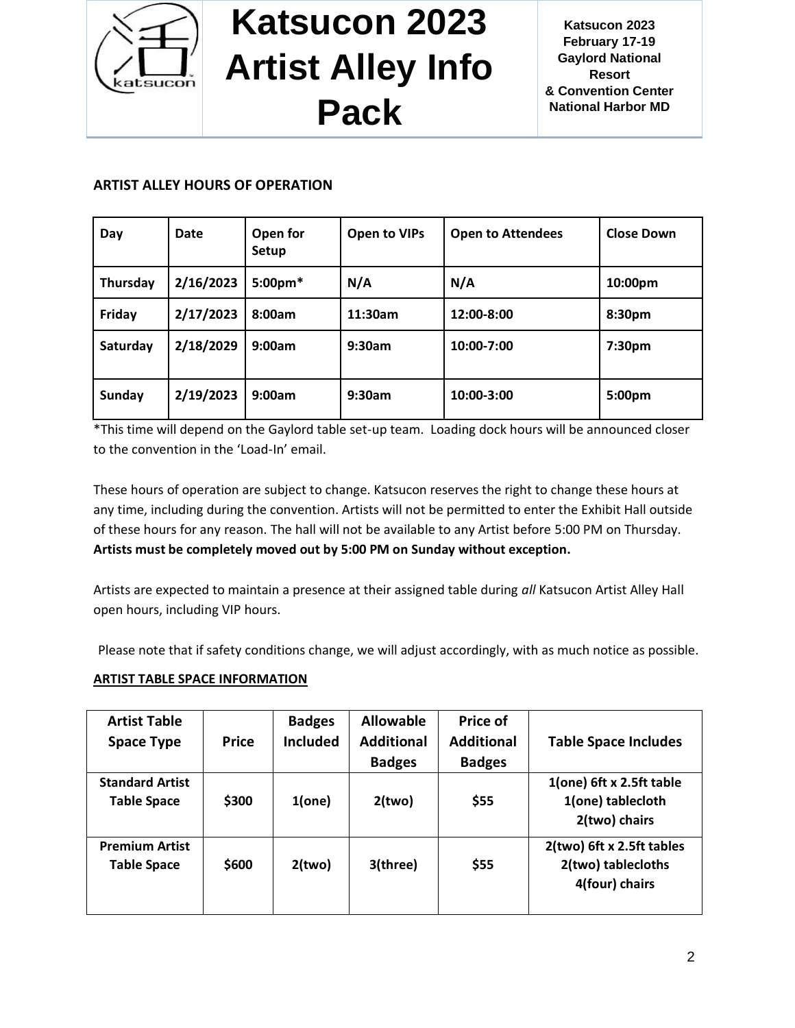# Katsucon 2023 Artist Alley Info Pack

**Katsucon 2023**
**February 17-19**
**Gaylord National Resort & Convention Center**
**National Harbor MD**

**ARTIST ALLEY HOURS OF OPERATION**

| Day | Date | Open for Setup | Open to VIPs | Open to Attendees | Close Down |
|---|---|---|---|---|---|
| **Thursday** | **2/16/2023** | **5:00pm*** | **N/A** | **N/A** | **10:00pm** |
| **Friday** | **2/17/2023** | **8:00am** | **11:30am** | **12:00-8:00** | **8:30pm** |
| **Saturday** | **2/18/2029** | **9:00am** | **9:30am** | **10:00-7:00** | **7:30pm** |
| **Sunday** | **2/19/2023** | **9:00am** | **9:30am** | **10:00-3:00** | **5:00pm** |

*This time will depend on the Gaylord table set-up team. Loading dock hours will be announced closer to the convention in the 'Load-In' email.

These hours of operation are subject to change. Katsucon reserves the right to change these hours at any time, including during the convention. Artists will not be permitted to enter the Exhibit Hall outside of these hours for any reason. The hall will not be available to any Artist before 5:00 PM on Thursday. **Artists must be completely moved out by 5:00 PM on Sunday without exception.**

Artists are expected to maintain a presence at their assigned table during *all* Katsucon Artist Alley Hall open hours, including VIP hours.

Please note that if safety conditions change, we will adjust accordingly, with as much notice as possible.

**ARTIST TABLE SPACE INFORMATION**

| Artist Table Space Type | Price | Badges Included | Allowable Additional Badges | Price of Additional Badges | Table Space Includes |
|---|---|---|---|---|---|
| **Standard Artist Table Space** | **$300** | **1(one)** | **2(two)** | **$55** | **1(one) 6ft x 2.5ft table 1(one) tablecloth 2(two) chairs** |
| **Premium Artist Table Space** | **$600** | **2(two)** | **3(three)** | **$55** | **2(two) 6ft x 2.5ft tables 2(two) tablecloths 4(four) chairs** |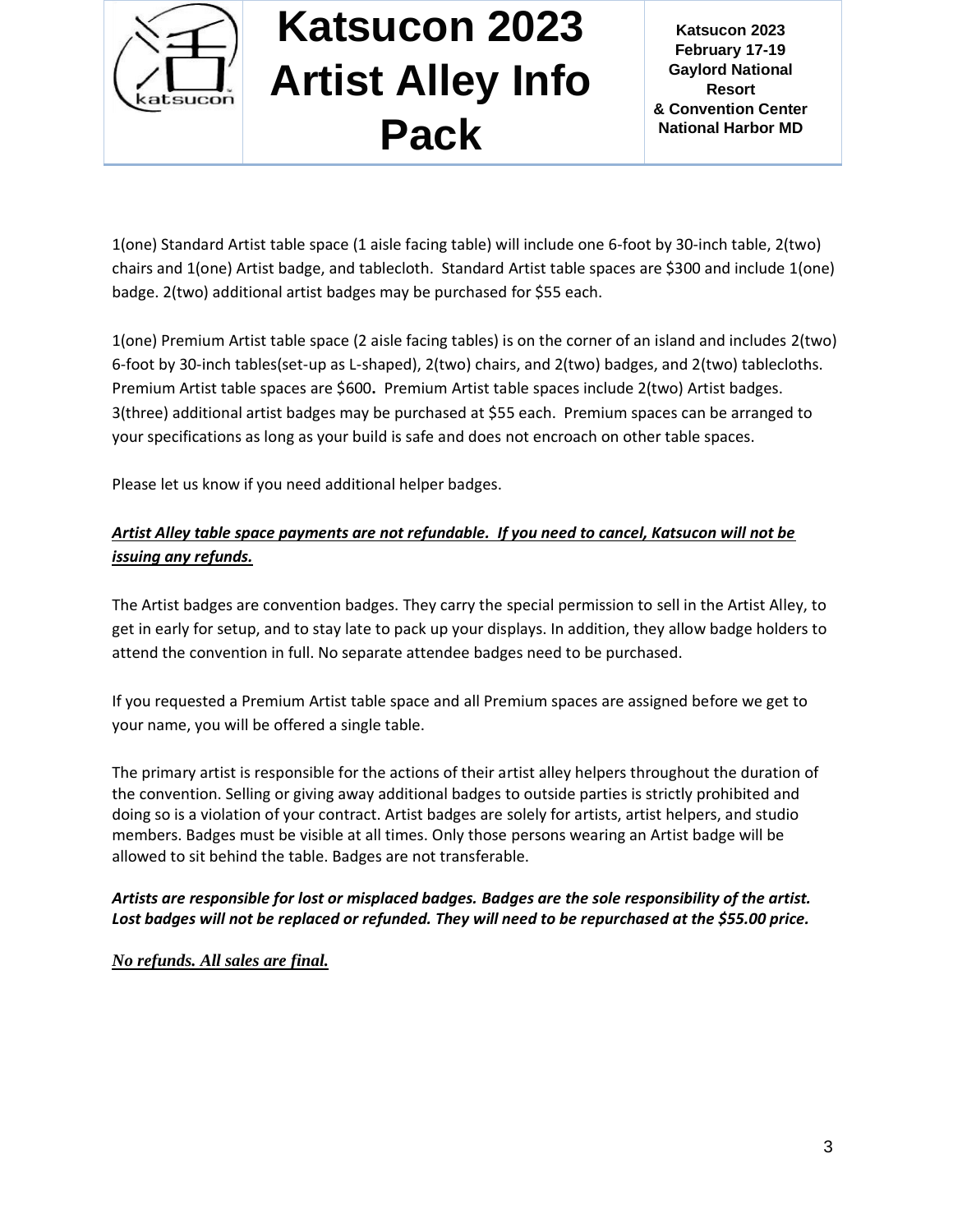1(one) Standard Artist table space (1 aisle facing table) will include one 6-foot by 30-inch table, 2(two) chairs and 1(one) Artist badge, and tablecloth. Standard Artist table spaces are $300 and include 1(one) badge. 2(two) additional artist badges may be purchased for $55 each.

1(one) Premium Artist table space (2 aisle facing tables) is on the corner of an island and includes 2(two) 6-foot by 30-inch tables(set-up as L-shaped), 2(two) chairs, and 2(two) badges, and 2(two) tablecloths. Premium Artist table spaces are $600**.** Premium Artist table spaces include 2(two) Artist badges. 3(three) additional artist badges may be purchased at $55 each. Premium spaces can be arranged to your specifications as long as your build is safe and does not encroach on other table spaces.

Please let us know if you need additional helper badges.

***Artist Alley table space payments are not refundable. If you need to cancel, Katsucon will not be issuing any refunds.***

The Artist badges are convention badges. They carry the special permission to sell in the Artist Alley, to get in early for setup, and to stay late to pack up your displays. In addition, they allow badge holders to attend the convention in full. No separate attendee badges need to be purchased.

If you requested a Premium Artist table space and all Premium spaces are assigned before we get to your name, you will be offered a single table.

The primary artist is responsible for the actions of their artist alley helpers throughout the duration of the convention. Selling or giving away additional badges to outside parties is strictly prohibited and doing so is a violation of your contract. Artist badges are solely for artists, artist helpers, and studio members. Badges must be visible at all times. Only those persons wearing an Artist badge will be allowed to sit behind the table. Badges are not transferable.

***Artists are responsible for lost or misplaced badges. Badges are the sole responsibility of the artist. Lost badges will not be replaced or refunded. They will need to be repurchased at the $55.00 price.***

***No refunds. All sales are final.***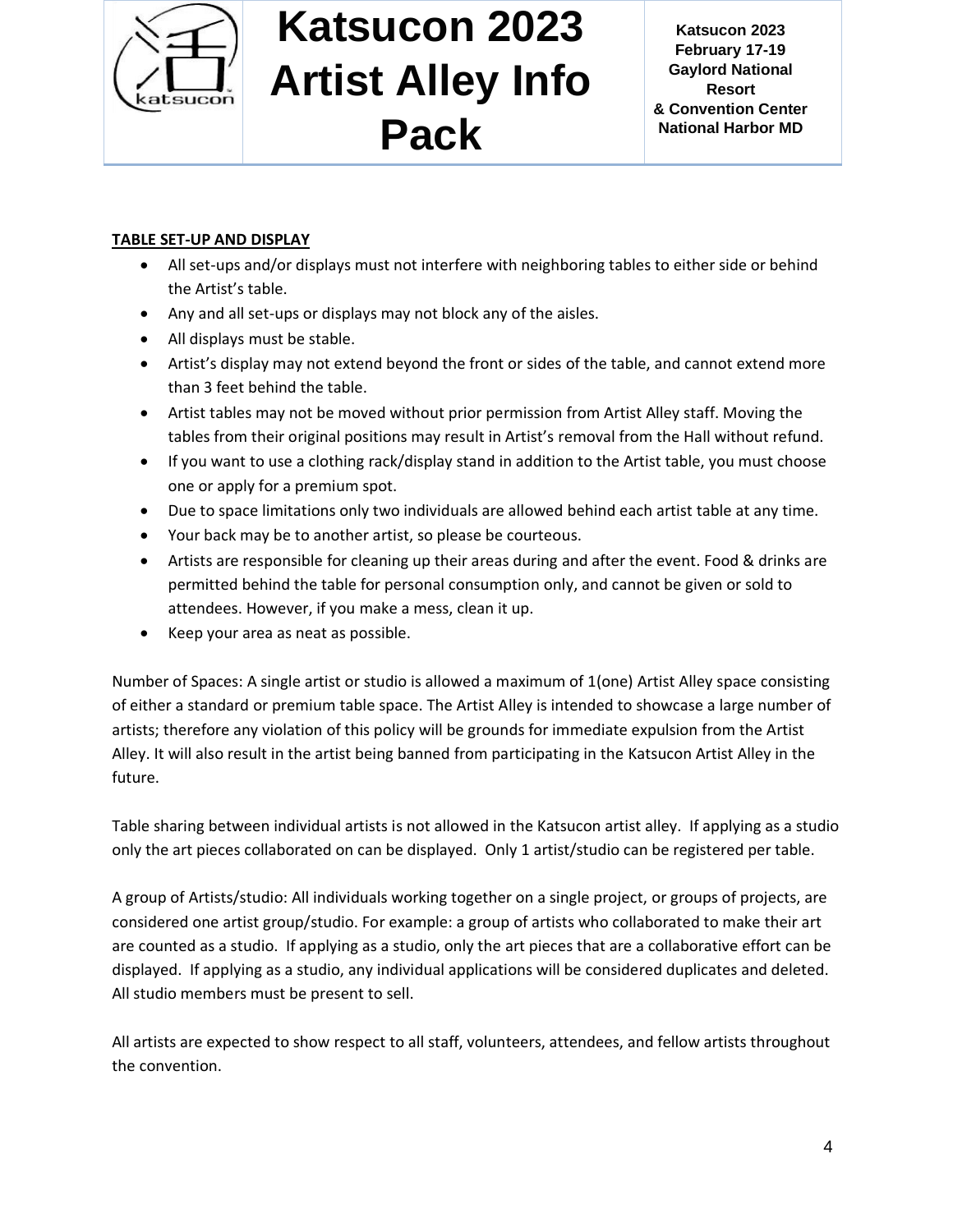**TABLE SET-UP AND DISPLAY**

- All set-ups and/or displays must not interfere with neighboring tables to either side or behind the Artist's table.
- Any and all set-ups or displays may not block any of the aisles.
- All displays must be stable.
- Artist's display may not extend beyond the front or sides of the table, and cannot extend more than 3 feet behind the table.
- Artist tables may not be moved without prior permission from Artist Alley staff. Moving the tables from their original positions may result in Artist's removal from the Hall without refund.
- If you want to use a clothing rack/display stand in addition to the Artist table, you must choose one or apply for a premium spot.
- Due to space limitations only two individuals are allowed behind each artist table at any time.
- Your back may be to another artist, so please be courteous.
- Artists are responsible for cleaning up their areas during and after the event. Food & drinks are permitted behind the table for personal consumption only, and cannot be given or sold to attendees. However, if you make a mess, clean it up.
- Keep your area as neat as possible.

Number of Spaces: A single artist or studio is allowed a maximum of 1(one) Artist Alley space consisting of either a standard or premium table space. The Artist Alley is intended to showcase a large number of artists; therefore any violation of this policy will be grounds for immediate expulsion from the Artist Alley. It will also result in the artist being banned from participating in the Katsucon Artist Alley in the future.

Table sharing between individual artists is not allowed in the Katsucon artist alley. If applying as a studio only the art pieces collaborated on can be displayed. Only 1 artist/studio can be registered per table.

A group of Artists/studio: All individuals working together on a single project, or groups of projects, are considered one artist group/studio. For example: a group of artists who collaborated to make their art are counted as a studio. If applying as a studio, only the art pieces that are a collaborative effort can be displayed. If applying as a studio, any individual applications will be considered duplicates and deleted. All studio members must be present to sell.

All artists are expected to show respect to all staff, volunteers, attendees, and fellow artists throughout the convention.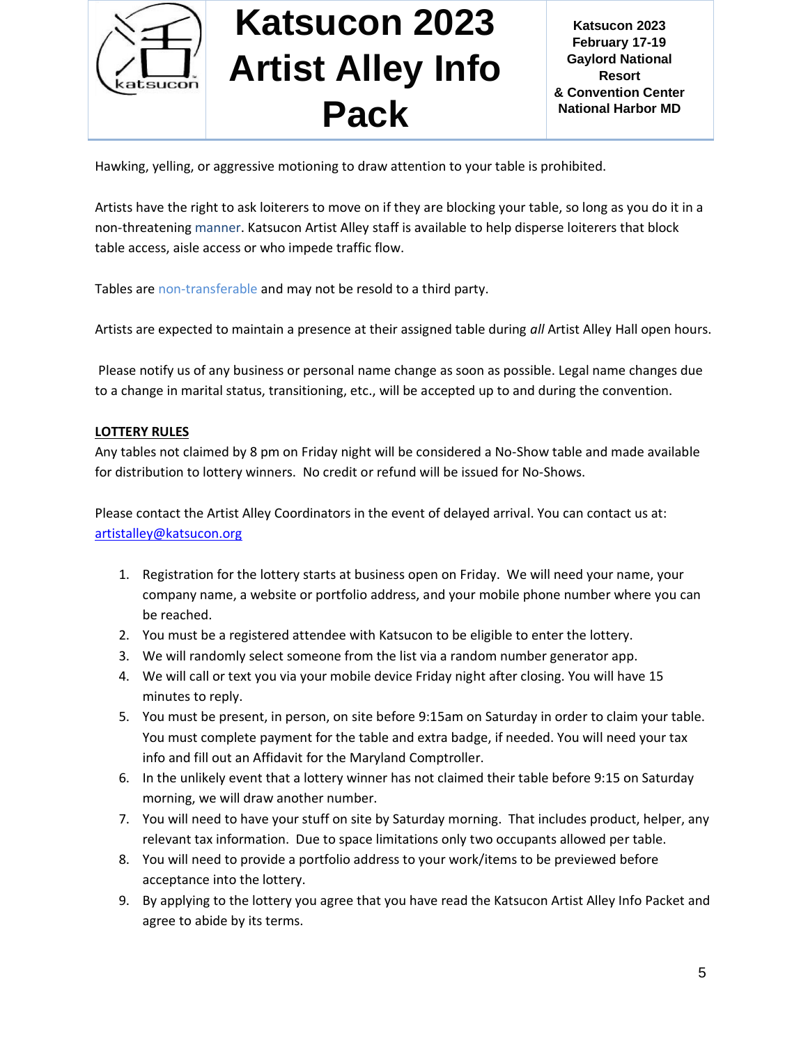Hawking, yelling, or aggressive motioning to draw attention to your table is prohibited.

Artists have the right to ask loiterers to move on if they are blocking your table, so long as you do it in a non-threatening manner. Katsucon Artist Alley staff is available to help disperse loiterers that block table access, aisle access or who impede traffic flow.

Tables are non-transferable and may not be resold to a third party.

Artists are expected to maintain a presence at their assigned table during *all* Artist Alley Hall open hours.

Please notify us of any business or personal name change as soon as possible. Legal name changes due to a change in marital status, transitioning, etc., will be accepted up to and during the convention.

**LOTTERY RULES**

Any tables not claimed by 8 pm on Friday night will be considered a No-Show table and made available for distribution to lottery winners. No credit or refund will be issued for No-Shows.

Please contact the Artist Alley Coordinators in the event of delayed arrival. You can contact us at: artistalley@katsucon.org

1. Registration for the lottery starts at business open on Friday. We will need your name, your company name, a website or portfolio address, and your mobile phone number where you can be reached.
2. You must be a registered attendee with Katsucon to be eligible to enter the lottery.
3. We will randomly select someone from the list via a random number generator app.
4. We will call or text you via your mobile device Friday night after closing. You will have 15 minutes to reply.
5. You must be present, in person, on site before 9:15am on Saturday in order to claim your table. You must complete payment for the table and extra badge, if needed. You will need your tax info and fill out an Affidavit for the Maryland Comptroller.
6. In the unlikely event that a lottery winner has not claimed their table before 9:15 on Saturday morning, we will draw another number.
7. You will need to have your stuff on site by Saturday morning. That includes product, helper, any relevant tax information. Due to space limitations only two occupants allowed per table.
8. You will need to provide a portfolio address to your work/items to be previewed before acceptance into the lottery.
9. By applying to the lottery you agree that you have read the Katsucon Artist Alley Info Packet and agree to abide by its terms.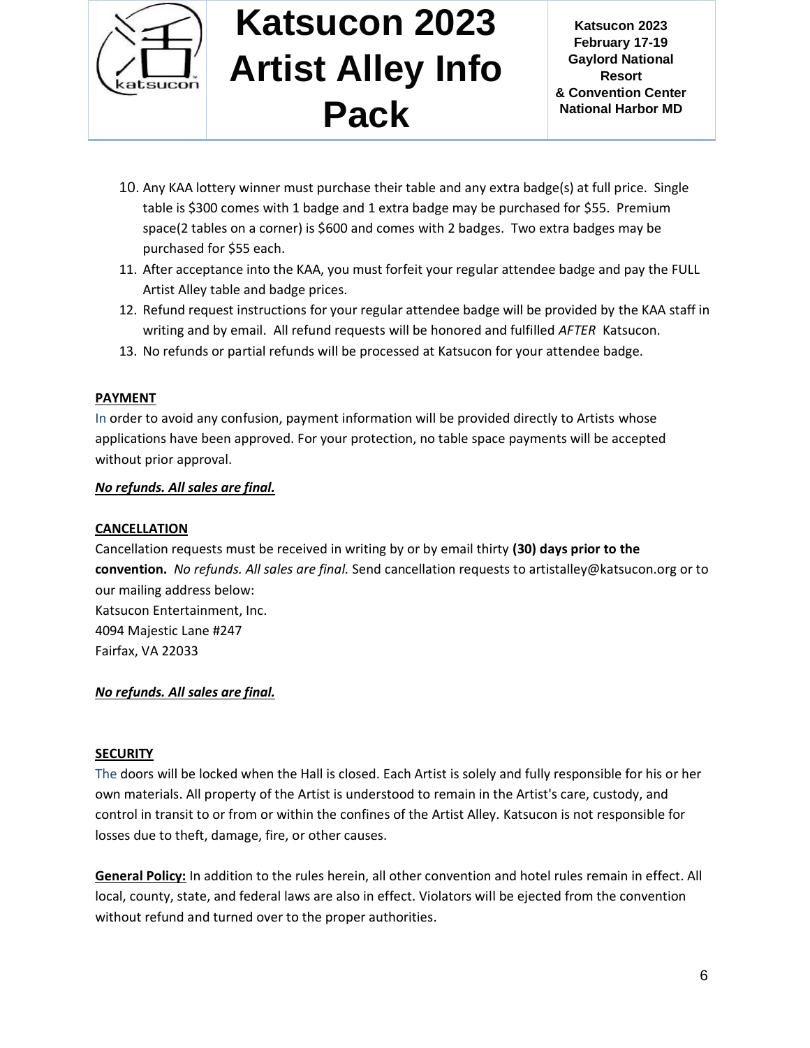10. Any KAA lottery winner must purchase their table and any extra badge(s) at full price. Single table is $300 comes with 1 badge and 1 extra badge may be purchased for $55. Premium space(2 tables on a corner) is $600 and comes with 2 badges. Two extra badges may be purchased for $55 each.
11. After acceptance into the KAA, you must forfeit your regular attendee badge and pay the FULL Artist Alley table and badge prices.
12. Refund request instructions for your regular attendee badge will be provided by the KAA staff in writing and by email. All refund requests will be honored and fulfilled *AFTER* Katsucon.
13. No refunds or partial refunds will be processed at Katsucon for your attendee badge.

**PAYMENT**

In order to avoid any confusion, payment information will be provided directly to Artists whose applications have been approved. For your protection, no table space payments will be accepted without prior approval.

***No refunds. All sales are final.***

**CANCELLATION**

Cancellation requests must be received in writing by or by email thirty **(30) days prior to the convention.** *No refunds. All sales are final.* Send cancellation requests to artistalley@katsucon.org or to our mailing address below:

Katsucon Entertainment, Inc.
4094 Majestic Lane #247
Fairfax, VA 22033

***No refunds. All sales are final.***

**SECURITY**

The doors will be locked when the Hall is closed. Each Artist is solely and fully responsible for his or her own materials. All property of the Artist is understood to remain in the Artist's care, custody, and control in transit to or from or within the confines of the Artist Alley. Katsucon is not responsible for losses due to theft, damage, fire, or other causes.

**General Policy:** In addition to the rules herein, all other convention and hotel rules remain in effect. All local, county, state, and federal laws are also in effect. Violators will be ejected from the convention without refund and turned over to the proper authorities.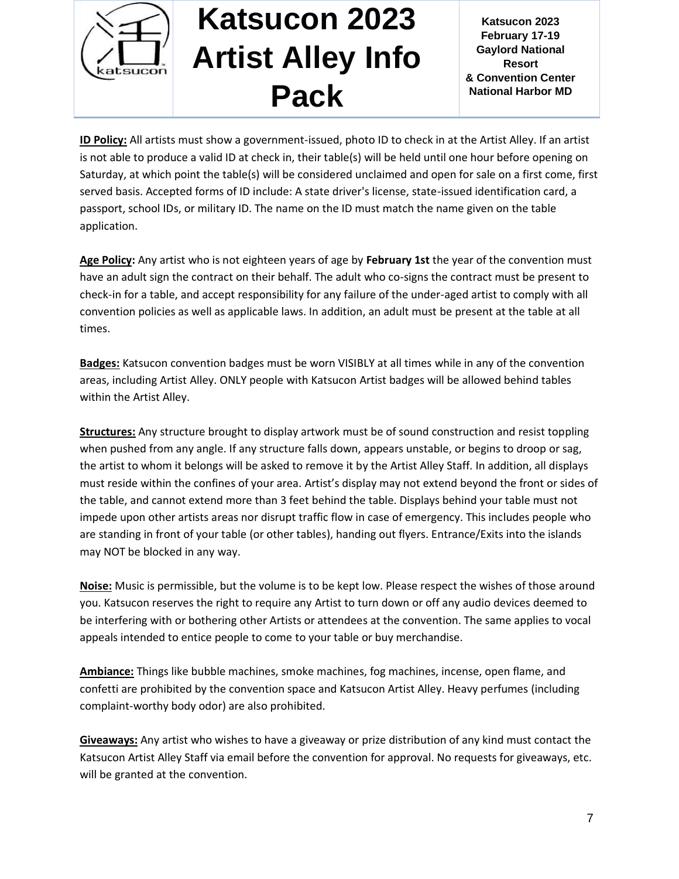**ID Policy:** All artists must show a government-issued, photo ID to check in at the Artist Alley. If an artist is not able to produce a valid ID at check in, their table(s) will be held until one hour before opening on Saturday, at which point the table(s) will be considered unclaimed and open for sale on a first come, first served basis. Accepted forms of ID include: A state driver's license, state-issued identification card, a passport, school IDs, or military ID. The name on the ID must match the name given on the table application.

**Age Policy:** Any artist who is not eighteen years of age by **February 1st** the year of the convention must have an adult sign the contract on their behalf. The adult who co-signs the contract must be present to check-in for a table, and accept responsibility for any failure of the under-aged artist to comply with all convention policies as well as applicable laws. In addition, an adult must be present at the table at all times.

**Badges:** Katsucon convention badges must be worn VISIBLY at all times while in any of the convention areas, including Artist Alley. ONLY people with Katsucon Artist badges will be allowed behind tables within the Artist Alley.

**Structures:** Any structure brought to display artwork must be of sound construction and resist toppling when pushed from any angle. If any structure falls down, appears unstable, or begins to droop or sag, the artist to whom it belongs will be asked to remove it by the Artist Alley Staff. In addition, all displays must reside within the confines of your area. Artist's display may not extend beyond the front or sides of the table, and cannot extend more than 3 feet behind the table. Displays behind your table must not impede upon other artists areas nor disrupt traffic flow in case of emergency. This includes people who are standing in front of your table (or other tables), handing out flyers. Entrance/Exits into the islands may NOT be blocked in any way.

**Noise:** Music is permissible, but the volume is to be kept low. Please respect the wishes of those around you. Katsucon reserves the right to require any Artist to turn down or off any audio devices deemed to be interfering with or bothering other Artists or attendees at the convention. The same applies to vocal appeals intended to entice people to come to your table or buy merchandise.

**Ambiance:** Things like bubble machines, smoke machines, fog machines, incense, open flame, and confetti are prohibited by the convention space and Katsucon Artist Alley. Heavy perfumes (including complaint-worthy body odor) are also prohibited.

**Giveaways:** Any artist who wishes to have a giveaway or prize distribution of any kind must contact the Katsucon Artist Alley Staff via email before the convention for approval. No requests for giveaways, etc. will be granted at the convention.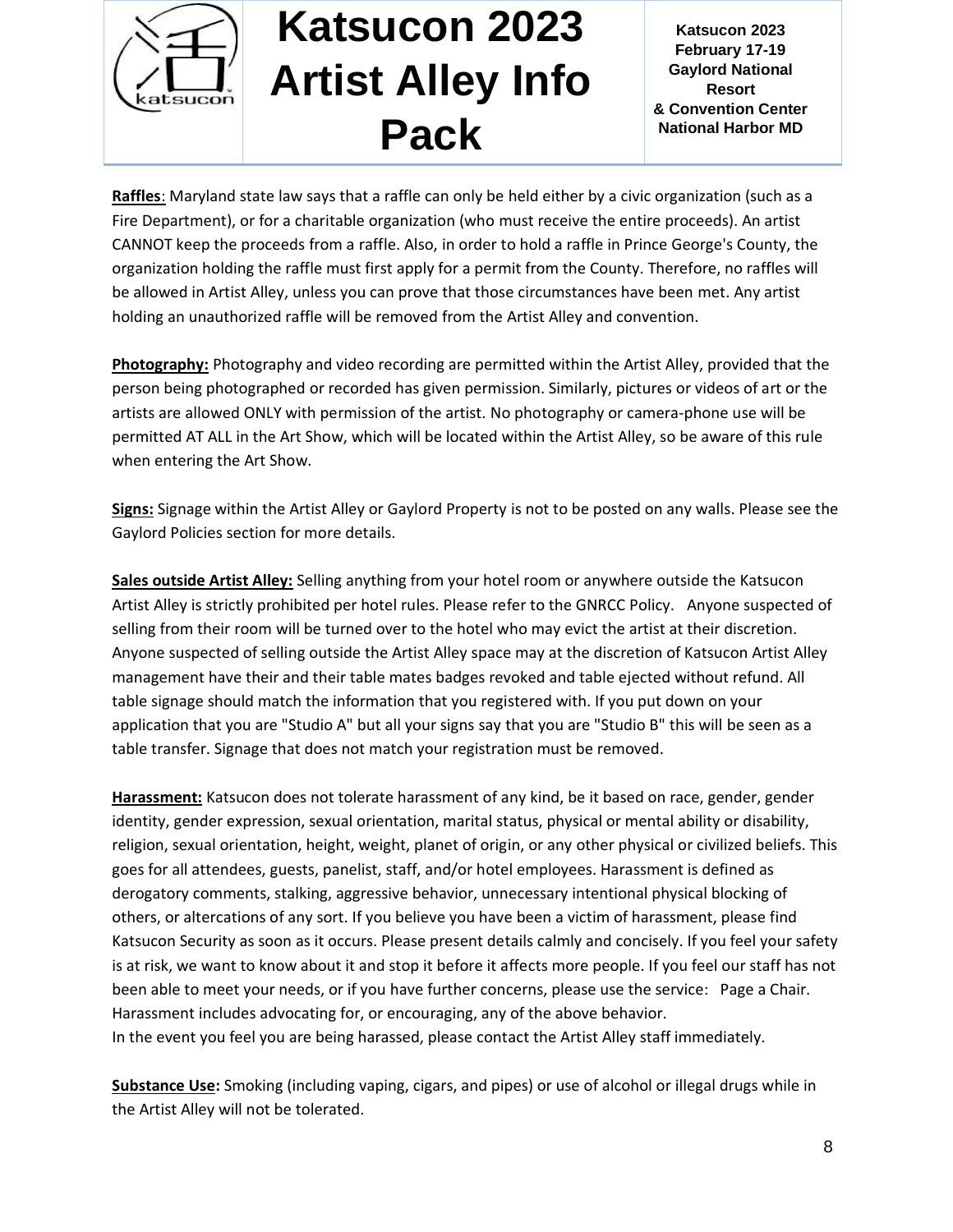**Raffles**: Maryland state law says that a raffle can only be held either by a civic organization (such as a Fire Department), or for a charitable organization (who must receive the entire proceeds). An artist CANNOT keep the proceeds from a raffle. Also, in order to hold a raffle in Prince George's County, the organization holding the raffle must first apply for a permit from the County. Therefore, no raffles will be allowed in Artist Alley, unless you can prove that those circumstances have been met. Any artist holding an unauthorized raffle will be removed from the Artist Alley and convention.

**Photography:** Photography and video recording are permitted within the Artist Alley, provided that the person being photographed or recorded has given permission. Similarly, pictures or videos of art or the artists are allowed ONLY with permission of the artist. No photography or camera-phone use will be permitted AT ALL in the Art Show, which will be located within the Artist Alley, so be aware of this rule when entering the Art Show.

**Signs:** Signage within the Artist Alley or Gaylord Property is not to be posted on any walls. Please see the Gaylord Policies section for more details.

**Sales outside Artist Alley:** Selling anything from your hotel room or anywhere outside the Katsucon Artist Alley is strictly prohibited per hotel rules. Please refer to the GNRCC Policy. Anyone suspected of selling from their room will be turned over to the hotel who may evict the artist at their discretion. Anyone suspected of selling outside the Artist Alley space may at the discretion of Katsucon Artist Alley management have their and their table mates badges revoked and table ejected without refund. All table signage should match the information that you registered with. If you put down on your application that you are "Studio A" but all your signs say that you are "Studio B" this will be seen as a table transfer. Signage that does not match your registration must be removed.

**Harassment:** Katsucon does not tolerate harassment of any kind, be it based on race, gender, gender identity, gender expression, sexual orientation, marital status, physical or mental ability or disability, religion, sexual orientation, height, weight, planet of origin, or any other physical or civilized beliefs. This goes for all attendees, guests, panelist, staff, and/or hotel employees. Harassment is defined as derogatory comments, stalking, aggressive behavior, unnecessary intentional physical blocking of others, or altercations of any sort. If you believe you have been a victim of harassment, please find Katsucon Security as soon as it occurs. Please present details calmly and concisely. If you feel your safety is at risk, we want to know about it and stop it before it affects more people. If you feel our staff has not been able to meet your needs, or if you have further concerns, please use the service: Page a Chair. Harassment includes advocating for, or encouraging, any of the above behavior.
In the event you feel you are being harassed, please contact the Artist Alley staff immediately.

**Substance Use:** Smoking (including vaping, cigars, and pipes) or use of alcohol or illegal drugs while in the Artist Alley will not be tolerated.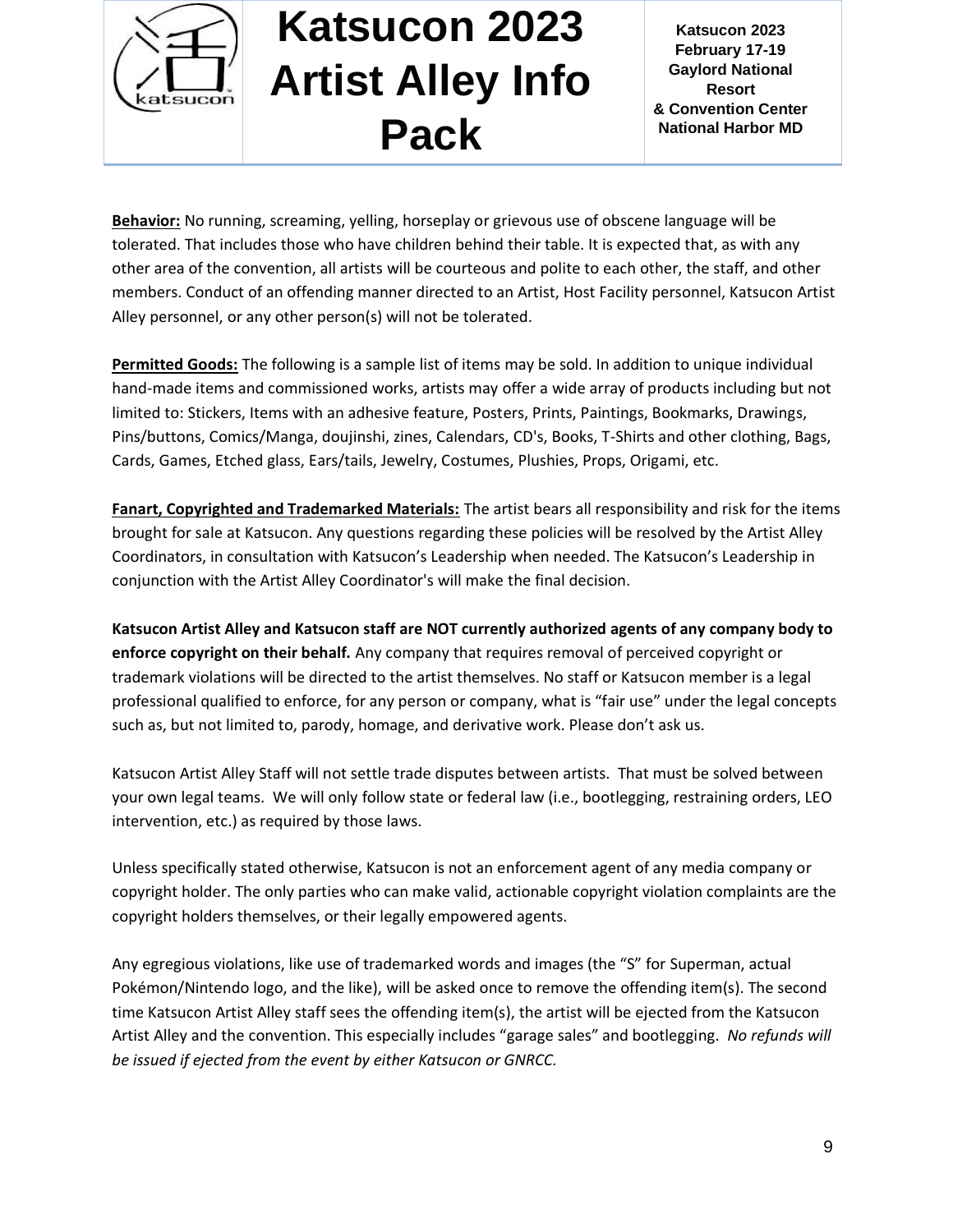**Behavior:** No running, screaming, yelling, horseplay or grievous use of obscene language will be tolerated. That includes those who have children behind their table. It is expected that, as with any other area of the convention, all artists will be courteous and polite to each other, the staff, and other members. Conduct of an offending manner directed to an Artist, Host Facility personnel, Katsucon Artist Alley personnel, or any other person(s) will not be tolerated.

**Permitted Goods:** The following is a sample list of items may be sold. In addition to unique individual hand-made items and commissioned works, artists may offer a wide array of products including but not limited to: Stickers, Items with an adhesive feature, Posters, Prints, Paintings, Bookmarks, Drawings, Pins/buttons, Comics/Manga, doujinshi, zines, Calendars, CD's, Books, T-Shirts and other clothing, Bags, Cards, Games, Etched glass, Ears/tails, Jewelry, Costumes, Plushies, Props, Origami, etc.

**Fanart, Copyrighted and Trademarked Materials:** The artist bears all responsibility and risk for the items brought for sale at Katsucon. Any questions regarding these policies will be resolved by the Artist Alley Coordinators, in consultation with Katsucon's Leadership when needed. The Katsucon's Leadership in conjunction with the Artist Alley Coordinator's will make the final decision.

**Katsucon Artist Alley and Katsucon staff are NOT currently authorized agents of any company body to enforce copyright on their behalf.** Any company that requires removal of perceived copyright or trademark violations will be directed to the artist themselves. No staff or Katsucon member is a legal professional qualified to enforce, for any person or company, what is "fair use" under the legal concepts such as, but not limited to, parody, homage, and derivative work. Please don't ask us.

Katsucon Artist Alley Staff will not settle trade disputes between artists. That must be solved between your own legal teams. We will only follow state or federal law (i.e., bootlegging, restraining orders, LEO intervention, etc.) as required by those laws.

Unless specifically stated otherwise, Katsucon is not an enforcement agent of any media company or copyright holder. The only parties who can make valid, actionable copyright violation complaints are the copyright holders themselves, or their legally empowered agents.

Any egregious violations, like use of trademarked words and images (the "S" for Superman, actual Pokémon/Nintendo logo, and the like), will be asked once to remove the offending item(s). The second time Katsucon Artist Alley staff sees the offending item(s), the artist will be ejected from the Katsucon Artist Alley and the convention. This especially includes "garage sales" and bootlegging. *No refunds will be issued if ejected from the event by either Katsucon or GNRCC.*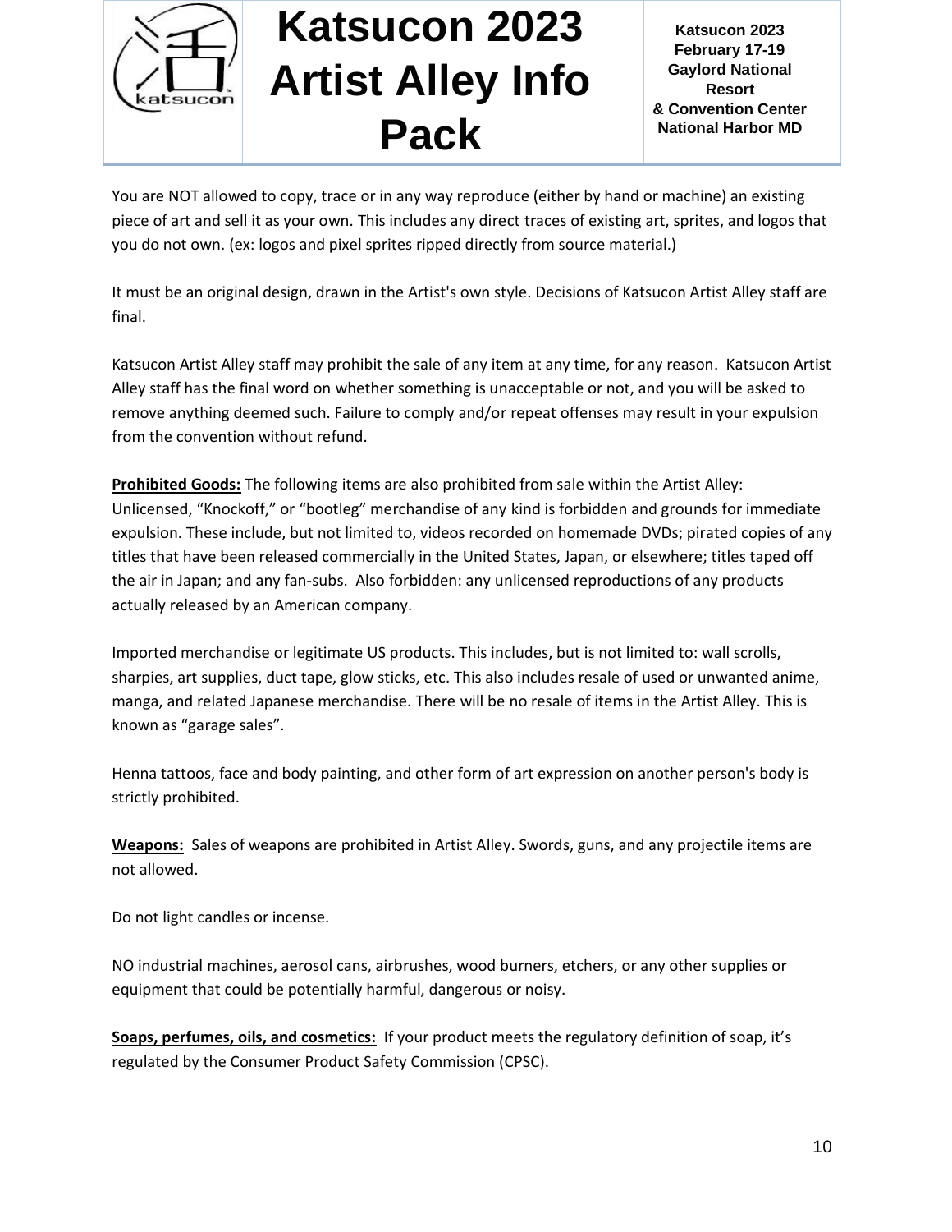You are NOT allowed to copy, trace or in any way reproduce (either by hand or machine) an existing piece of art and sell it as your own. This includes any direct traces of existing art, sprites, and logos that you do not own. (ex: logos and pixel sprites ripped directly from source material.)

It must be an original design, drawn in the Artist's own style. Decisions of Katsucon Artist Alley staff are final.

Katsucon Artist Alley staff may prohibit the sale of any item at any time, for any reason. Katsucon Artist Alley staff has the final word on whether something is unacceptable or not, and you will be asked to remove anything deemed such. Failure to comply and/or repeat offenses may result in your expulsion from the convention without refund.

**Prohibited Goods:** The following items are also prohibited from sale within the Artist Alley: Unlicensed, "Knockoff," or "bootleg" merchandise of any kind is forbidden and grounds for immediate expulsion. These include, but not limited to, videos recorded on homemade DVDs; pirated copies of any titles that have been released commercially in the United States, Japan, or elsewhere; titles taped off the air in Japan; and any fan-subs. Also forbidden: any unlicensed reproductions of any products actually released by an American company.

Imported merchandise or legitimate US products. This includes, but is not limited to: wall scrolls, sharpies, art supplies, duct tape, glow sticks, etc. This also includes resale of used or unwanted anime, manga, and related Japanese merchandise. There will be no resale of items in the Artist Alley. This is known as "garage sales".

Henna tattoos, face and body painting, and other form of art expression on another person's body is strictly prohibited.

**Weapons:** Sales of weapons are prohibited in Artist Alley. Swords, guns, and any projectile items are not allowed.

Do not light candles or incense.

NO industrial machines, aerosol cans, airbrushes, wood burners, etchers, or any other supplies or equipment that could be potentially harmful, dangerous or noisy.

**Soaps, perfumes, oils, and cosmetics:** If your product meets the regulatory definition of soap, it's regulated by the Consumer Product Safety Commission (CPSC).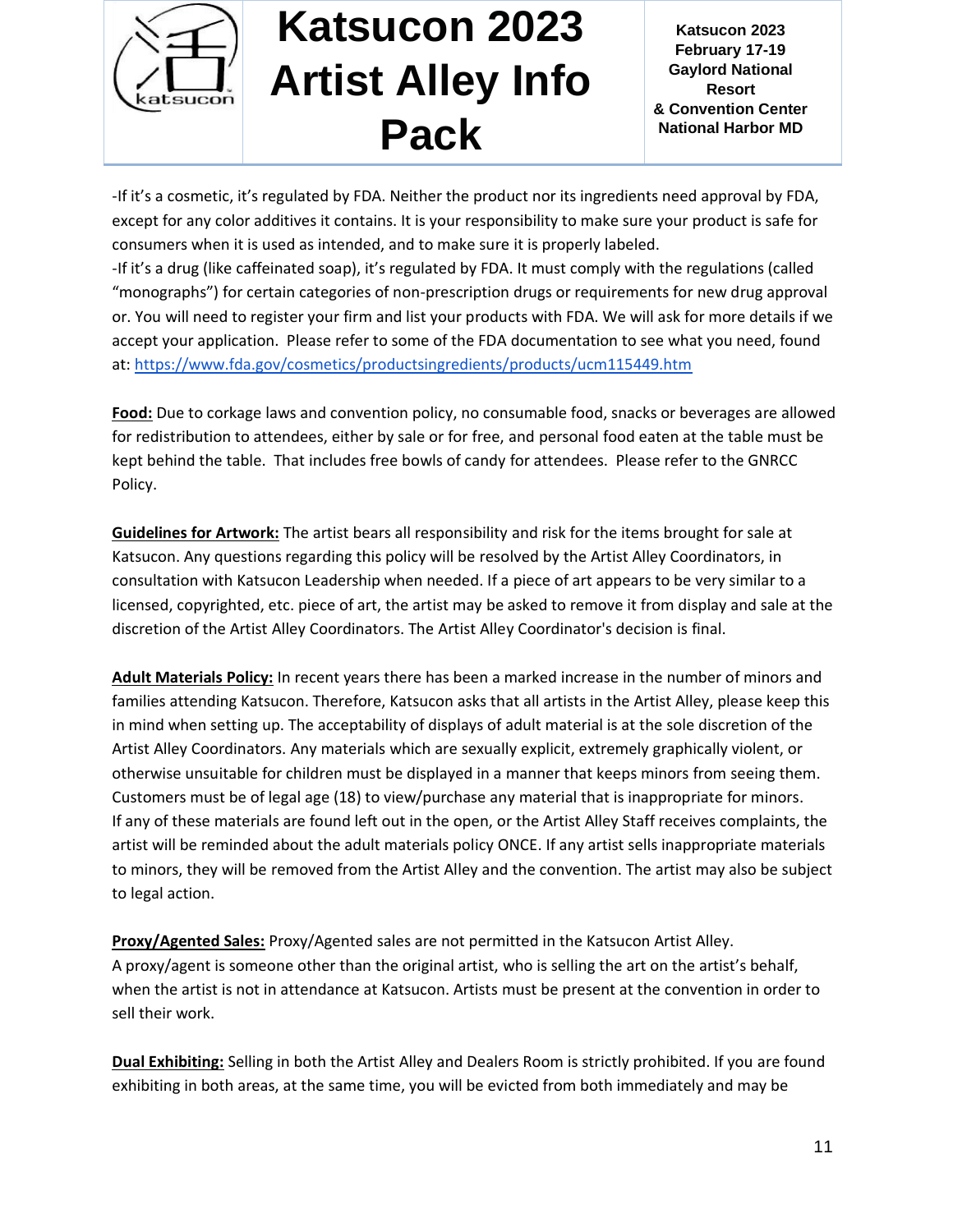-If it's a cosmetic, it's regulated by FDA. Neither the product nor its ingredients need approval by FDA, except for any color additives it contains. It is your responsibility to make sure your product is safe for consumers when it is used as intended, and to make sure it is properly labeled.
-If it's a drug (like caffeinated soap), it's regulated by FDA. It must comply with the regulations (called "monographs") for certain categories of non-prescription drugs or requirements for new drug approval or. You will need to register your firm and list your products with FDA. We will ask for more details if we accept your application. Please refer to some of the FDA documentation to see what you need, found at: https://www.fda.gov/cosmetics/productsingredients/products/ucm115449.htm

**Food:** Due to corkage laws and convention policy, no consumable food, snacks or beverages are allowed for redistribution to attendees, either by sale or for free, and personal food eaten at the table must be kept behind the table. That includes free bowls of candy for attendees. Please refer to the GNRCC Policy.

**Guidelines for Artwork:** The artist bears all responsibility and risk for the items brought for sale at Katsucon. Any questions regarding this policy will be resolved by the Artist Alley Coordinators, in consultation with Katsucon Leadership when needed. If a piece of art appears to be very similar to a licensed, copyrighted, etc. piece of art, the artist may be asked to remove it from display and sale at the discretion of the Artist Alley Coordinators. The Artist Alley Coordinator's decision is final.

**Adult Materials Policy:** In recent years there has been a marked increase in the number of minors and families attending Katsucon. Therefore, Katsucon asks that all artists in the Artist Alley, please keep this in mind when setting up. The acceptability of displays of adult material is at the sole discretion of the Artist Alley Coordinators. Any materials which are sexually explicit, extremely graphically violent, or otherwise unsuitable for children must be displayed in a manner that keeps minors from seeing them. Customers must be of legal age (18) to view/purchase any material that is inappropriate for minors. If any of these materials are found left out in the open, or the Artist Alley Staff receives complaints, the artist will be reminded about the adult materials policy ONCE. If any artist sells inappropriate materials to minors, they will be removed from the Artist Alley and the convention. The artist may also be subject to legal action.

**Proxy/Agented Sales:** Proxy/Agented sales are not permitted in the Katsucon Artist Alley.
A proxy/agent is someone other than the original artist, who is selling the art on the artist's behalf, when the artist is not in attendance at Katsucon. Artists must be present at the convention in order to sell their work.

**Dual Exhibiting:** Selling in both the Artist Alley and Dealers Room is strictly prohibited. If you are found exhibiting in both areas, at the same time, you will be evicted from both immediately and may be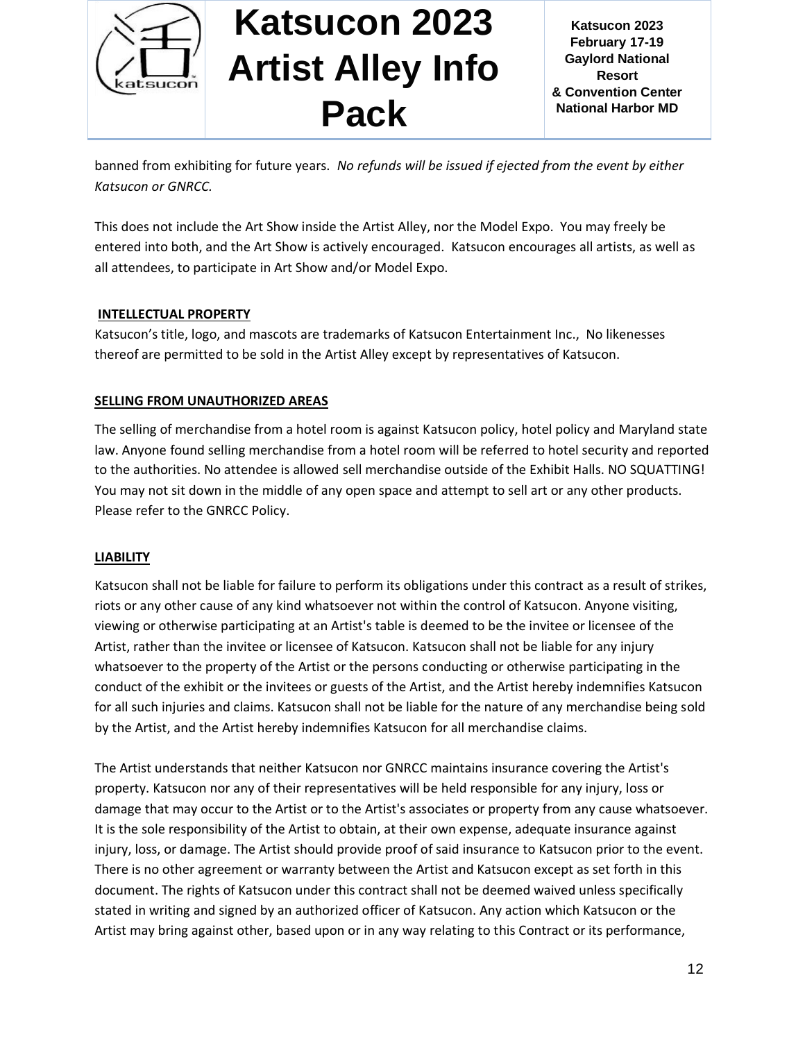banned from exhibiting for future years. *No refunds will be issued if ejected from the event by either Katsucon or GNRCC.*

This does not include the Art Show inside the Artist Alley, nor the Model Expo. You may freely be entered into both, and the Art Show is actively encouraged. Katsucon encourages all artists, as well as all attendees, to participate in Art Show and/or Model Expo.

**INTELLECTUAL PROPERTY**

Katsucon's title, logo, and mascots are trademarks of Katsucon Entertainment Inc., No likenesses thereof are permitted to be sold in the Artist Alley except by representatives of Katsucon.

**SELLING FROM UNAUTHORIZED AREAS**

The selling of merchandise from a hotel room is against Katsucon policy, hotel policy and Maryland state law. Anyone found selling merchandise from a hotel room will be referred to hotel security and reported to the authorities. No attendee is allowed sell merchandise outside of the Exhibit Halls. NO SQUATTING! You may not sit down in the middle of any open space and attempt to sell art or any other products. Please refer to the GNRCC Policy.

**LIABILITY**

Katsucon shall not be liable for failure to perform its obligations under this contract as a result of strikes, riots or any other cause of any kind whatsoever not within the control of Katsucon. Anyone visiting, viewing or otherwise participating at an Artist's table is deemed to be the invitee or licensee of the Artist, rather than the invitee or licensee of Katsucon. Katsucon shall not be liable for any injury whatsoever to the property of the Artist or the persons conducting or otherwise participating in the conduct of the exhibit or the invitees or guests of the Artist, and the Artist hereby indemnifies Katsucon for all such injuries and claims. Katsucon shall not be liable for the nature of any merchandise being sold by the Artist, and the Artist hereby indemnifies Katsucon for all merchandise claims.

The Artist understands that neither Katsucon nor GNRCC maintains insurance covering the Artist's property. Katsucon nor any of their representatives will be held responsible for any injury, loss or damage that may occur to the Artist or to the Artist's associates or property from any cause whatsoever. It is the sole responsibility of the Artist to obtain, at their own expense, adequate insurance against injury, loss, or damage. The Artist should provide proof of said insurance to Katsucon prior to the event. There is no other agreement or warranty between the Artist and Katsucon except as set forth in this document. The rights of Katsucon under this contract shall not be deemed waived unless specifically stated in writing and signed by an authorized officer of Katsucon. Any action which Katsucon or the Artist may bring against other, based upon or in any way relating to this Contract or its performance,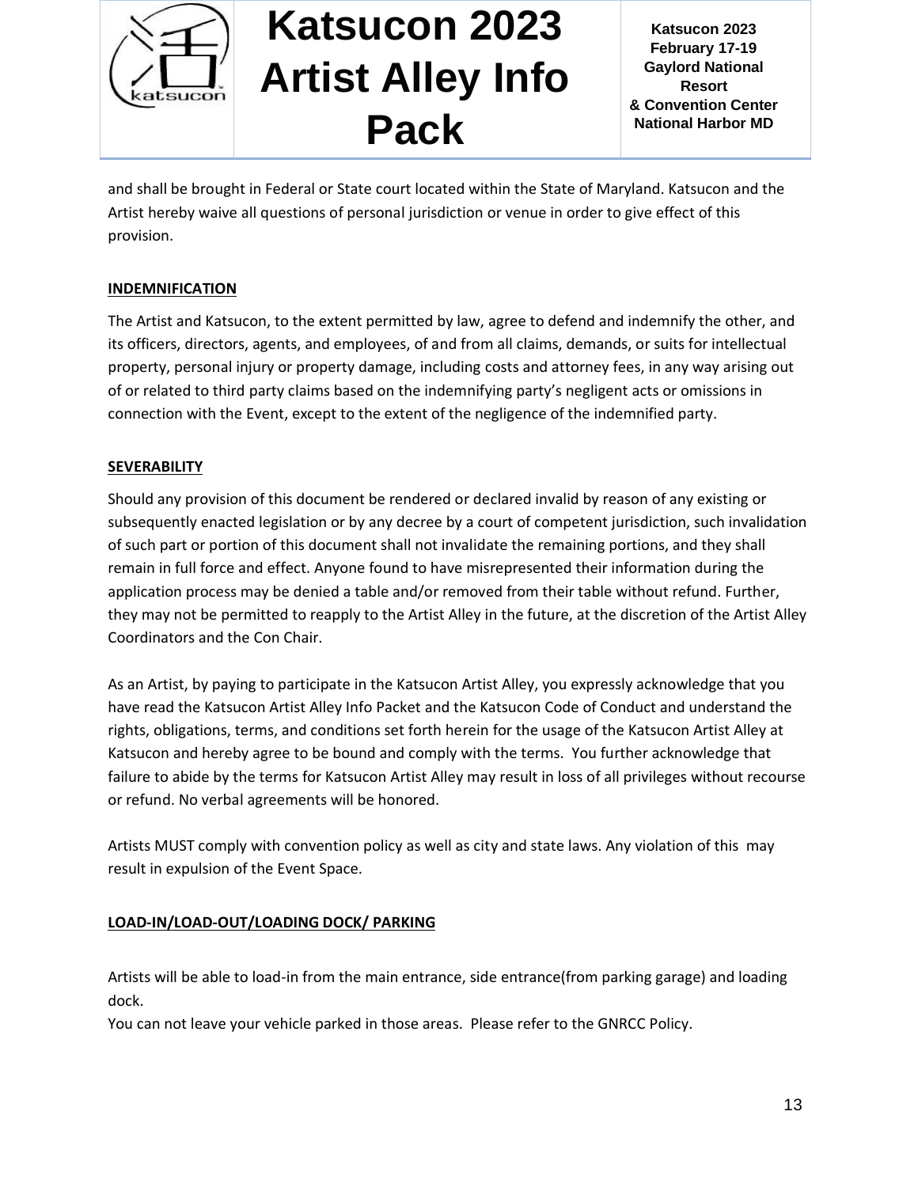and shall be brought in Federal or State court located within the State of Maryland. Katsucon and the Artist hereby waive all questions of personal jurisdiction or venue in order to give effect of this provision.

## INDEMNIFICATION

The Artist and Katsucon, to the extent permitted by law, agree to defend and indemnify the other, and its officers, directors, agents, and employees, of and from all claims, demands, or suits for intellectual property, personal injury or property damage, including costs and attorney fees, in any way arising out of or related to third party claims based on the indemnifying party's negligent acts or omissions in connection with the Event, except to the extent of the negligence of the indemnified party.

## SEVERABILITY

Should any provision of this document be rendered or declared invalid by reason of any existing or subsequently enacted legislation or by any decree by a court of competent jurisdiction, such invalidation of such part or portion of this document shall not invalidate the remaining portions, and they shall remain in full force and effect. Anyone found to have misrepresented their information during the application process may be denied a table and/or removed from their table without refund. Further, they may not be permitted to reapply to the Artist Alley in the future, at the discretion of the Artist Alley Coordinators and the Con Chair.

As an Artist, by paying to participate in the Katsucon Artist Alley, you expressly acknowledge that you have read the Katsucon Artist Alley Info Packet and the Katsucon Code of Conduct and understand the rights, obligations, terms, and conditions set forth herein for the usage of the Katsucon Artist Alley at Katsucon and hereby agree to be bound and comply with the terms. You further acknowledge that failure to abide by the terms for Katsucon Artist Alley may result in loss of all privileges without recourse or refund. No verbal agreements will be honored.

Artists MUST comply with convention policy as well as city and state laws. Any violation of this may result in expulsion of the Event Space.

## LOAD-IN/LOAD-OUT/LOADING DOCK/ PARKING

Artists will be able to load-in from the main entrance, side entrance(from parking garage) and loading dock.
You can not leave your vehicle parked in those areas. Please refer to the GNRCC Policy.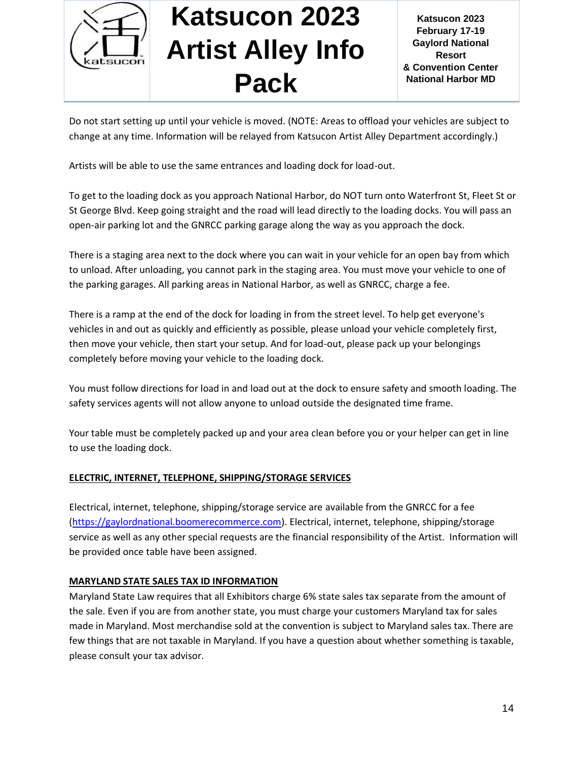Do not start setting up until your vehicle is moved. (NOTE: Areas to offload your vehicles are subject to change at any time. Information will be relayed from Katsucon Artist Alley Department accordingly.)

Artists will be able to use the same entrances and loading dock for load-out.

To get to the loading dock as you approach National Harbor, do NOT turn onto Waterfront St, Fleet St or St George Blvd. Keep going straight and the road will lead directly to the loading docks. You will pass an open-air parking lot and the GNRCC parking garage along the way as you approach the dock.

There is a staging area next to the dock where you can wait in your vehicle for an open bay from which to unload. After unloading, you cannot park in the staging area. You must move your vehicle to one of the parking garages. All parking areas in National Harbor, as well as GNRCC, charge a fee.

There is a ramp at the end of the dock for loading in from the street level. To help get everyone's vehicles in and out as quickly and efficiently as possible, please unload your vehicle completely first, then move your vehicle, then start your setup. And for load-out, please pack up your belongings completely before moving your vehicle to the loading dock.

You must follow directions for load in and load out at the dock to ensure safety and smooth loading. The safety services agents will not allow anyone to unload outside the designated time frame.

Your table must be completely packed up and your area clean before you or your helper can get in line to use the loading dock.

## ELECTRIC, INTERNET, TELEPHONE, SHIPPING/STORAGE SERVICES

Electrical, internet, telephone, shipping/storage service are available from the GNRCC for a fee (https://gaylordnational.boomerecommerce.com). Electrical, internet, telephone, shipping/storage service as well as any other special requests are the financial responsibility of the Artist. Information will be provided once table have been assigned.

## MARYLAND STATE SALES TAX ID INFORMATION

Maryland State Law requires that all Exhibitors charge 6% state sales tax separate from the amount of the sale. Even if you are from another state, you must charge your customers Maryland tax for sales made in Maryland. Most merchandise sold at the convention is subject to Maryland sales tax. There are few things that are not taxable in Maryland. If you have a question about whether something is taxable, please consult your tax advisor.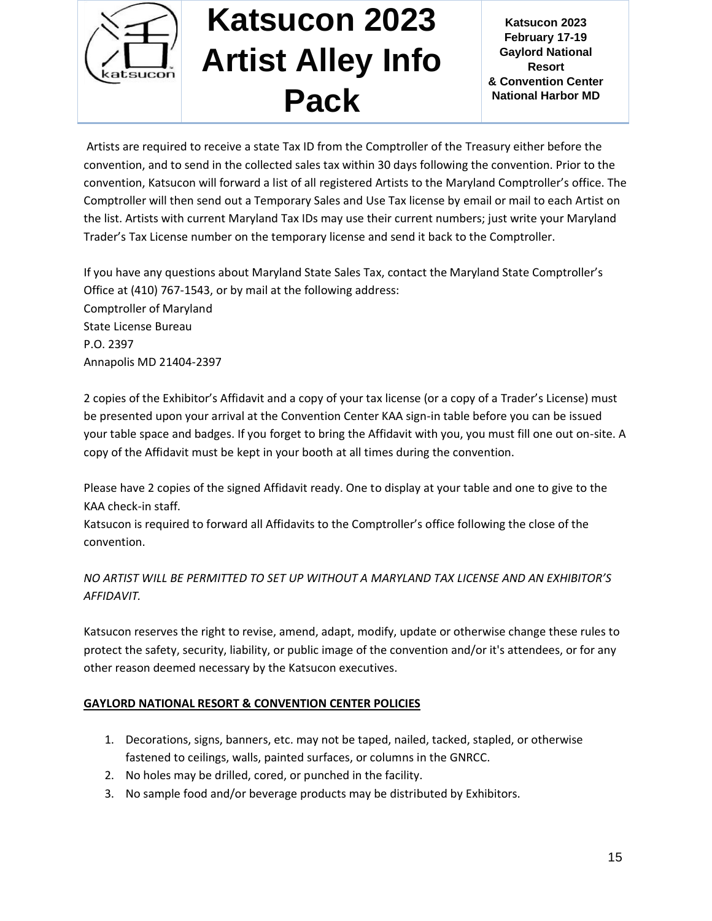Artists are required to receive a state Tax ID from the Comptroller of the Treasury either before the convention, and to send in the collected sales tax within 30 days following the convention. Prior to the convention, Katsucon will forward a list of all registered Artists to the Maryland Comptroller's office. The Comptroller will then send out a Temporary Sales and Use Tax license by email or mail to each Artist on the list. Artists with current Maryland Tax IDs may use their current numbers; just write your Maryland Trader's Tax License number on the temporary license and send it back to the Comptroller.

If you have any questions about Maryland State Sales Tax, contact the Maryland State Comptroller's Office at (410) 767-1543, or by mail at the following address:
Comptroller of Maryland
State License Bureau
P.O. 2397
Annapolis MD 21404-2397

2 copies of the Exhibitor's Affidavit and a copy of your tax license (or a copy of a Trader's License) must be presented upon your arrival at the Convention Center KAA sign-in table before you can be issued your table space and badges. If you forget to bring the Affidavit with you, you must fill one out on-site. A copy of the Affidavit must be kept in your booth at all times during the convention.

Please have 2 copies of the signed Affidavit ready. One to display at your table and one to give to the KAA check-in staff.
Katsucon is required to forward all Affidavits to the Comptroller's office following the close of the convention.

*NO ARTIST WILL BE PERMITTED TO SET UP WITHOUT A MARYLAND TAX LICENSE AND AN EXHIBITOR'S AFFIDAVIT.*

Katsucon reserves the right to revise, amend, adapt, modify, update or otherwise change these rules to protect the safety, security, liability, or public image of the convention and/or it's attendees, or for any other reason deemed necessary by the Katsucon executives.

## GAYLORD NATIONAL RESORT & CONVENTION CENTER POLICIES

1. Decorations, signs, banners, etc. may not be taped, nailed, tacked, stapled, or otherwise fastened to ceilings, walls, painted surfaces, or columns in the GNRCC.
2. No holes may be drilled, cored, or punched in the facility.
3. No sample food and/or beverage products may be distributed by Exhibitors.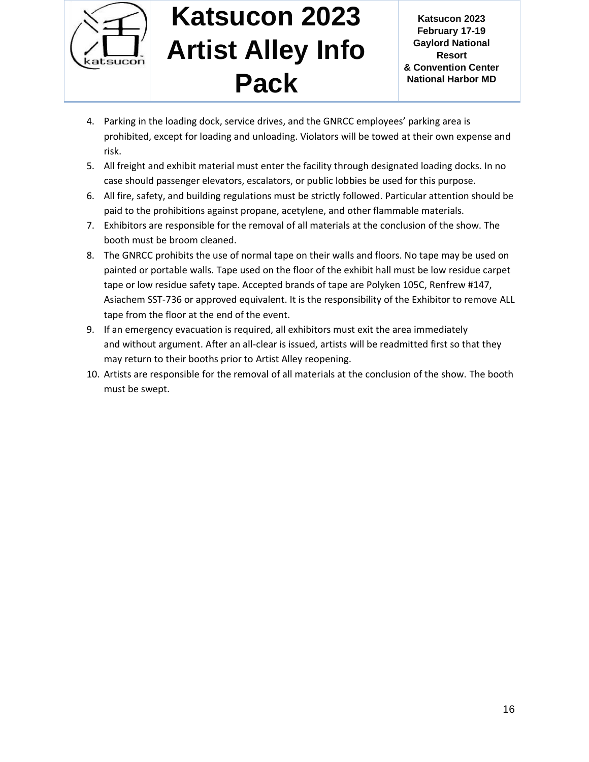4. Parking in the loading dock, service drives, and the GNRCC employees' parking area is prohibited, except for loading and unloading. Violators will be towed at their own expense and risk.
5. All freight and exhibit material must enter the facility through designated loading docks. In no case should passenger elevators, escalators, or public lobbies be used for this purpose.
6. All fire, safety, and building regulations must be strictly followed. Particular attention should be paid to the prohibitions against propane, acetylene, and other flammable materials.
7. Exhibitors are responsible for the removal of all materials at the conclusion of the show. The booth must be broom cleaned.
8. The GNRCC prohibits the use of normal tape on their walls and floors. No tape may be used on painted or portable walls. Tape used on the floor of the exhibit hall must be low residue carpet tape or low residue safety tape. Accepted brands of tape are Polyken 105C, Renfrew #147, Asiachem SST-736 or approved equivalent. It is the responsibility of the Exhibitor to remove ALL tape from the floor at the end of the event.
9. If an emergency evacuation is required, all exhibitors must exit the area immediately and without argument. After an all-clear is issued, artists will be readmitted first so that they may return to their booths prior to Artist Alley reopening.
10. Artists are responsible for the removal of all materials at the conclusion of the show. The booth must be swept.